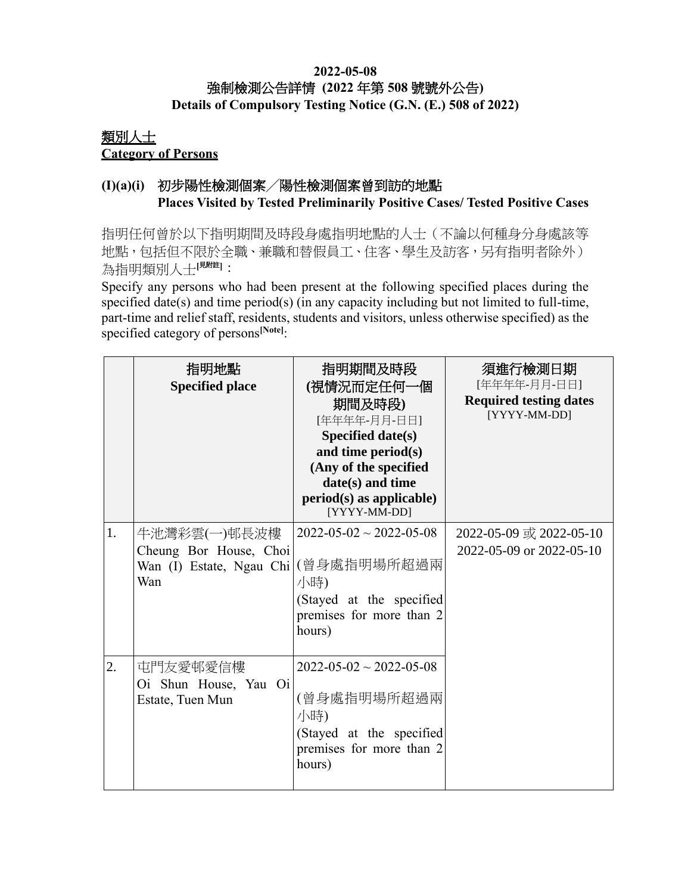**2022-05-08**

**強制檢測公告詳情 (2022 年第 508 號號外公告)**

**Details of Compulsory Testing Notice (G.N. (E.) 508 of 2022)**

## 類別人士
## Category of Persons

### (I)(a)(i) 初步陽性檢測個案／陽性檢測個案曾到訪的地點 Places Visited by Tested Preliminarily Positive Cases/ Tested Positive Cases

指明任何曾於以下指明期間及時段身處指明地點的人士（不論以何種身分身處該等地點，包括但不限於全職、兼職和替假員工、住客、學生及訪客，另有指明者除外）為指明類別人士[見附註]：

Specify any persons who had been present at the following specified places during the specified date(s) and time period(s) (in any capacity including but not limited to full-time, part-time and relief staff, residents, students and visitors, unless otherwise specified) as the specified category of persons[Note]:

| | 指明地點 **Specified place** | 指明期間及時段 (視情況而定任何一個期間及時段) [年年年年-月月-日日] **Specified date(s) and time period(s) (Any of the specified date(s) and time period(s) as applicable)** [YYYY-MM-DD] | 須進行檢測日期 [年年年年-月月-日日] **Required testing dates** [YYYY-MM-DD] |
|---|---|---|---|
| 1. | 牛池灣彩雲(一)邨長波樓 Cheung Bor House, Choi Wan (I) Estate, Ngau Chi Wan | 2022-05-02 ~ 2022-05-08 (曾身處指明場所超過兩小時) (Stayed at the specified premises for more than 2 hours) | 2022-05-09 或 2022-05-10 2022-05-09 or 2022-05-10 |
| 2. | 屯門友愛邨愛信樓 Oi Shun House, Yau Oi Estate, Tuen Mun | 2022-05-02 ~ 2022-05-08 (曾身處指明場所超過兩小時) (Stayed at the specified premises for more than 2 hours) | |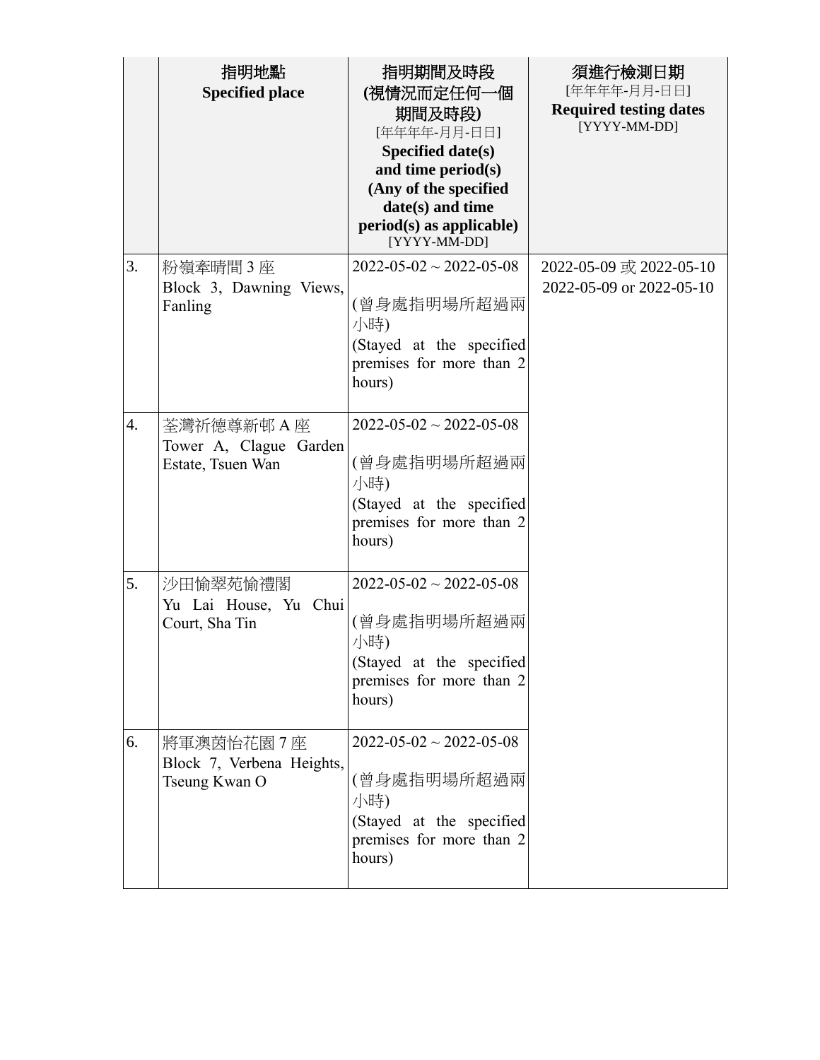| | 指明地點<br>**Specified place** | 指明期間及時段<br>**(視情況而定任何一個期間及時段)**<br>[年年年年-月月-日日]<br>**Specified date(s) and time period(s) (Any of the specified date(s) and time period(s) as applicable)**<br>[YYYY-MM-DD] | 須進行檢測日期<br>[年年年年-月月-日日]<br>**Required testing dates**<br>[YYYY-MM-DD] |
|---|---|---|---|
| 3. | 粉嶺牽晴間 3 座<br>Block 3, Dawning Views, Fanling | 2022-05-02 ~ 2022-05-08<br>(曾身處指明場所超過兩小時)<br>(Stayed at the specified premises for more than 2 hours) | 2022-05-09 或 2022-05-10<br>2022-05-09 or 2022-05-10 |
| 4. | 荃灣祈德尊新邨 A 座<br>Tower A, Clague Garden Estate, Tsuen Wan | 2022-05-02 ~ 2022-05-08<br>(曾身處指明場所超過兩小時)<br>(Stayed at the specified premises for more than 2 hours) | |
| 5. | 沙田愉翠苑愉禮閣<br>Yu Lai House, Yu Chui Court, Sha Tin | 2022-05-02 ~ 2022-05-08<br>(曾身處指明場所超過兩小時)<br>(Stayed at the specified premises for more than 2 hours) | |
| 6. | 將軍澳茵怡花園 7 座<br>Block 7, Verbena Heights, Tseung Kwan O | 2022-05-02 ~ 2022-05-08<br>(曾身處指明場所超過兩小時)<br>(Stayed at the specified premises for more than 2 hours) | |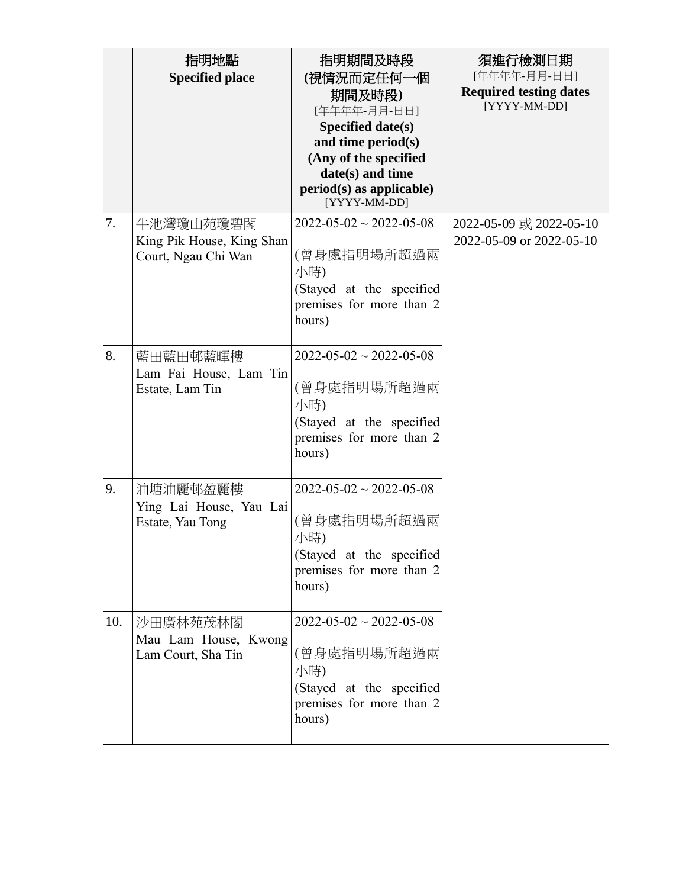| | 指明地點<br>**Specified place** | 指明期間及時段<br>**(視情況而定任何一個期間及時段)**<br>[年年年年-月月-日日]<br>**Specified date(s) and time period(s) (Any of the specified date(s) and time period(s) as applicable)**<br>[YYYY-MM-DD] | 須進行檢測日期<br>[年年年年-月月-日日]<br>**Required testing dates**<br>[YYYY-MM-DD] |
|---|---|---|---|
| 7. | 牛池灣瓊山苑瓊碧閣<br>King Pik House, King Shan Court, Ngau Chi Wan | 2022-05-02 ~ 2022-05-08<br><br>(曾身處指明場所超過兩小時)<br>(Stayed at the specified premises for more than 2 hours) | 2022-05-09 或 2022-05-10<br>2022-05-09 or 2022-05-10 |
| 8. | 藍田藍田邨藍暉樓<br>Lam Fai House, Lam Tin Estate, Lam Tin | 2022-05-02 ~ 2022-05-08<br><br>(曾身處指明場所超過兩小時)<br>(Stayed at the specified premises for more than 2 hours) | |
| 9. | 油塘油麗邨盈麗樓<br>Ying Lai House, Yau Lai Estate, Yau Tong | 2022-05-02 ~ 2022-05-08<br><br>(曾身處指明場所超過兩小時)<br>(Stayed at the specified premises for more than 2 hours) | |
| 10. | 沙田廣林苑茂林閣<br>Mau Lam House, Kwong Lam Court, Sha Tin | 2022-05-02 ~ 2022-05-08<br><br>(曾身處指明場所超過兩小時)<br>(Stayed at the specified premises for more than 2 hours) | |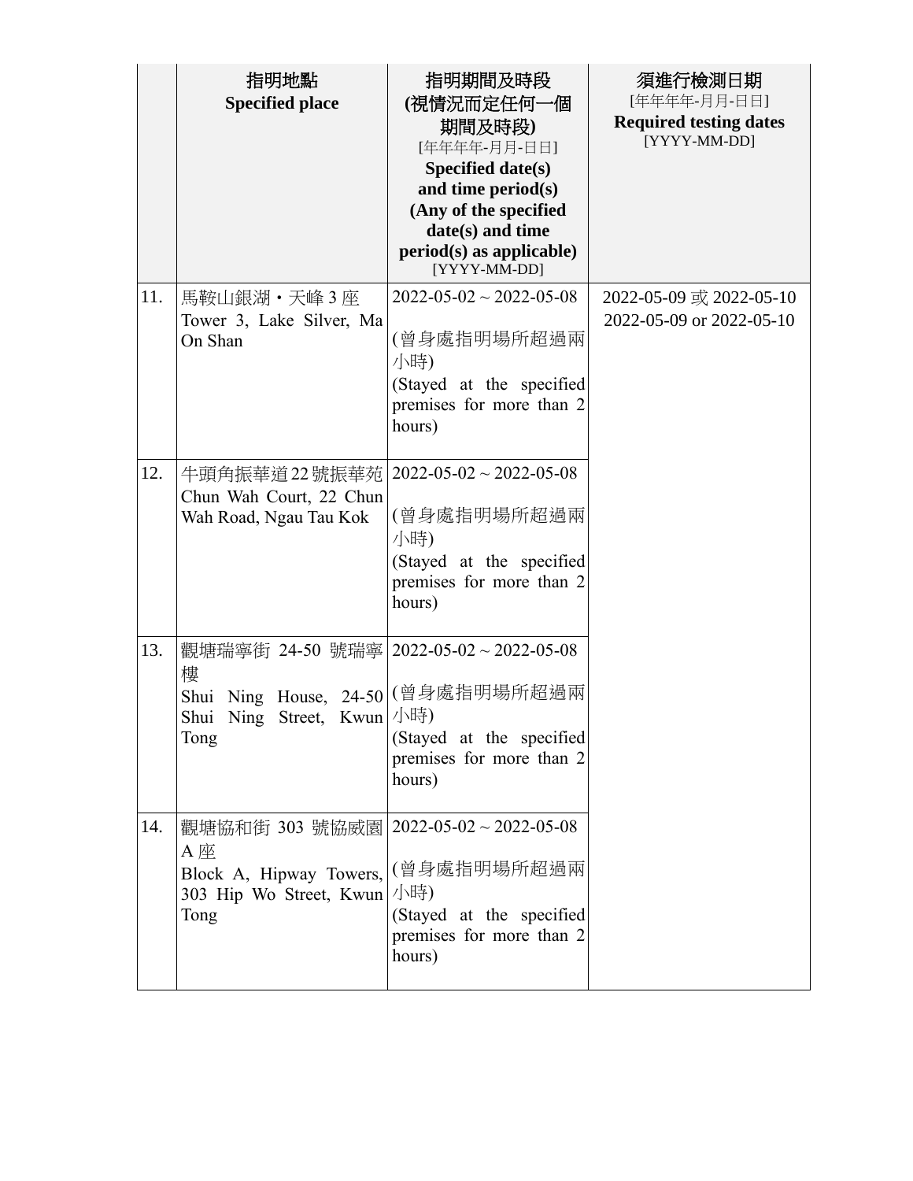| | 指明地點<br>**Specified place** | 指明期間及時段<br>**(視情況而定任何一個期間及時段)**<br>[年年年年-月月-日日]<br>**Specified date(s) and time period(s) (Any of the specified date(s) and time period(s) as applicable)**<br>[YYYY-MM-DD] | 須進行檢測日期<br>[年年年年-月月-日日]<br>**Required testing dates**<br>[YYYY-MM-DD] |
|---|---|---|---|
| 11. | 馬鞍山銀湖・天峰 3 座<br>Tower 3, Lake Silver, Ma On Shan | 2022-05-02 ~ 2022-05-08<br><br>(曾身處指明場所超過兩小時)<br>(Stayed at the specified premises for more than 2 hours) | 2022-05-09 或 2022-05-10<br>2022-05-09 or 2022-05-10 |
| 12. | 牛頭角振華道 22 號振華苑<br>Chun Wah Court, 22 Chun Wah Road, Ngau Tau Kok | 2022-05-02 ~ 2022-05-08<br><br>(曾身處指明場所超過兩小時)<br>(Stayed at the specified premises for more than 2 hours) | |
| 13. | 觀塘瑞寧街 24-50 號瑞寧樓<br>Shui Ning House, 24-50 Shui Ning Street, Kwun Tong | 2022-05-02 ~ 2022-05-08<br><br>(曾身處指明場所超過兩小時)<br>(Stayed at the specified premises for more than 2 hours) | |
| 14. | 觀塘協和街 303 號協威園 A 座<br>Block A, Hipway Towers, 303 Hip Wo Street, Kwun Tong | 2022-05-02 ~ 2022-05-08<br><br>(曾身處指明場所超過兩小時)<br>(Stayed at the specified premises for more than 2 hours) | |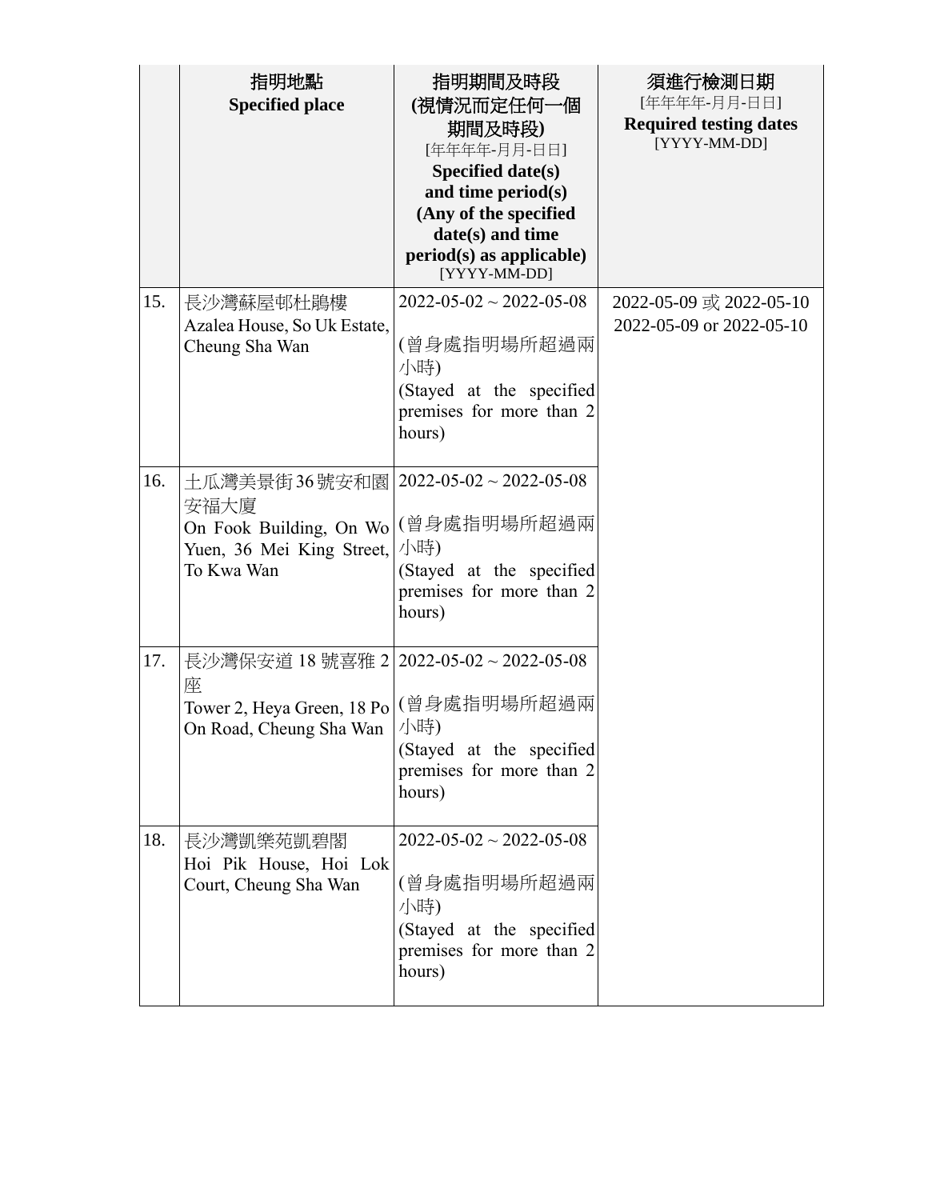| | 指明地點<br>**Specified place** | 指明期間及時段<br>**(視情況而定任何一個期間及時段)**<br>[年年年年-月月-日日]<br>**Specified date(s) and time period(s) (Any of the specified date(s) and time period(s) as applicable)**<br>[YYYY-MM-DD] | 須進行檢測日期<br>[年年年年-月月-日日]<br>**Required testing dates**<br>[YYYY-MM-DD] |
|---|---|---|---|
| 15. | 長沙灣蘇屋邨杜鵑樓<br>Azalea House, So Uk Estate, Cheung Sha Wan | 2022-05-02 ~ 2022-05-08<br><br>(曾身處指明場所超過兩小時)<br>(Stayed at the specified premises for more than 2 hours) | 2022-05-09 或 2022-05-10<br>2022-05-09 or 2022-05-10 |
| 16. | 土瓜灣美景街36號安和園安福大廈<br>On Fook Building, On Wo Yuen, 36 Mei King Street, To Kwa Wan | 2022-05-02 ~ 2022-05-08<br><br>(曾身處指明場所超過兩小時)<br>(Stayed at the specified premises for more than 2 hours) | |
| 17. | 長沙灣保安道 18 號喜雅 2 座<br>Tower 2, Heya Green, 18 Po On Road, Cheung Sha Wan | 2022-05-02 ~ 2022-05-08<br><br>(曾身處指明場所超過兩小時)<br>(Stayed at the specified premises for more than 2 hours) | |
| 18. | 長沙灣凱樂苑凱碧閣<br>Hoi Pik House, Hoi Lok Court, Cheung Sha Wan | 2022-05-02 ~ 2022-05-08<br><br>(曾身處指明場所超過兩小時)<br>(Stayed at the specified premises for more than 2 hours) | |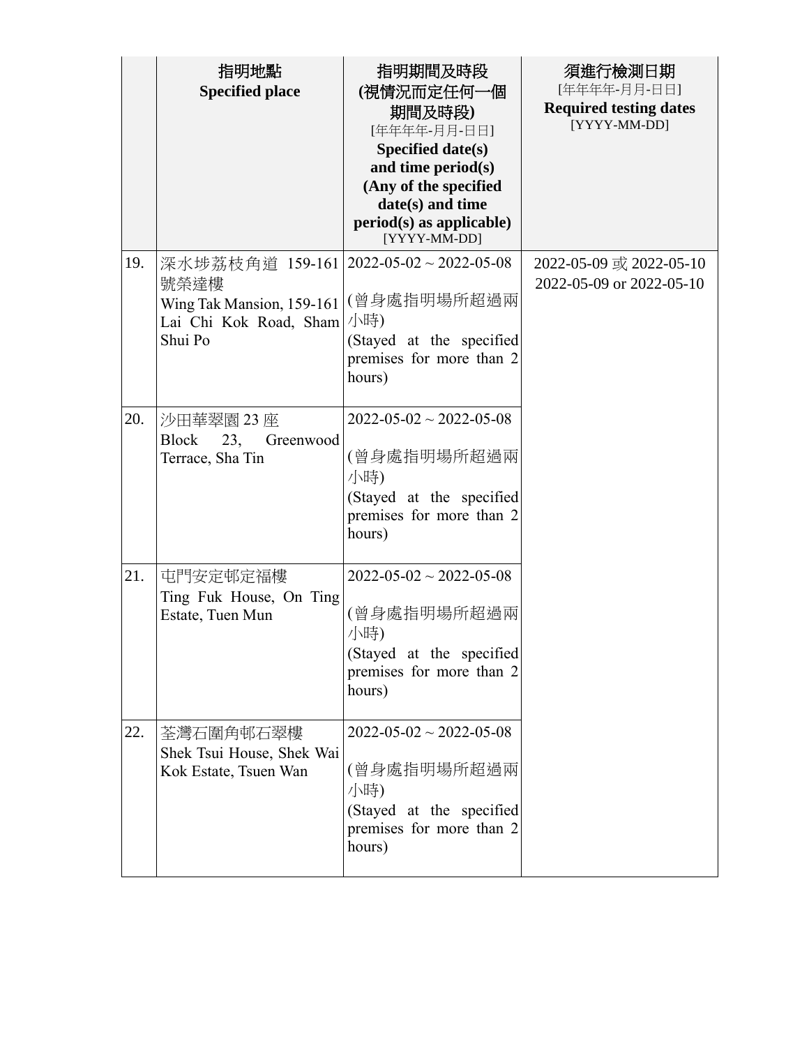| | 指明地點<br>**Specified place** | 指明期間及時段<br>**(視情況而定任何一個期間及時段)**<br>[年年年年-月月-日日]<br>**Specified date(s) and time period(s) (Any of the specified date(s) and time period(s) as applicable)**<br>[YYYY-MM-DD] | 須進行檢測日期<br>[年年年年-月月-日日]<br>**Required testing dates**<br>[YYYY-MM-DD] |
|---|---|---|---|
| 19. | 深水埗荔枝角道 159-161 號榮達樓<br>Wing Tak Mansion, 159-161 Lai Chi Kok Road, Sham Shui Po | 2022-05-02 ~ 2022-05-08<br><br>(曾身處指明場所超過兩小時)<br>(Stayed at the specified premises for more than 2 hours) | 2022-05-09 或 2022-05-10<br>2022-05-09 or 2022-05-10 |
| 20. | 沙田華翠園 23 座<br>Block 23, Greenwood Terrace, Sha Tin | 2022-05-02 ~ 2022-05-08<br><br>(曾身處指明場所超過兩小時)<br>(Stayed at the specified premises for more than 2 hours) | |
| 21. | 屯門安定邨定福樓<br>Ting Fuk House, On Ting Estate, Tuen Mun | 2022-05-02 ~ 2022-05-08<br><br>(曾身處指明場所超過兩小時)<br>(Stayed at the specified premises for more than 2 hours) | |
| 22. | 荃灣石圍角邨石翠樓<br>Shek Tsui House, Shek Wai Kok Estate, Tsuen Wan | 2022-05-02 ~ 2022-05-08<br><br>(曾身處指明場所超過兩小時)<br>(Stayed at the specified premises for more than 2 hours) | |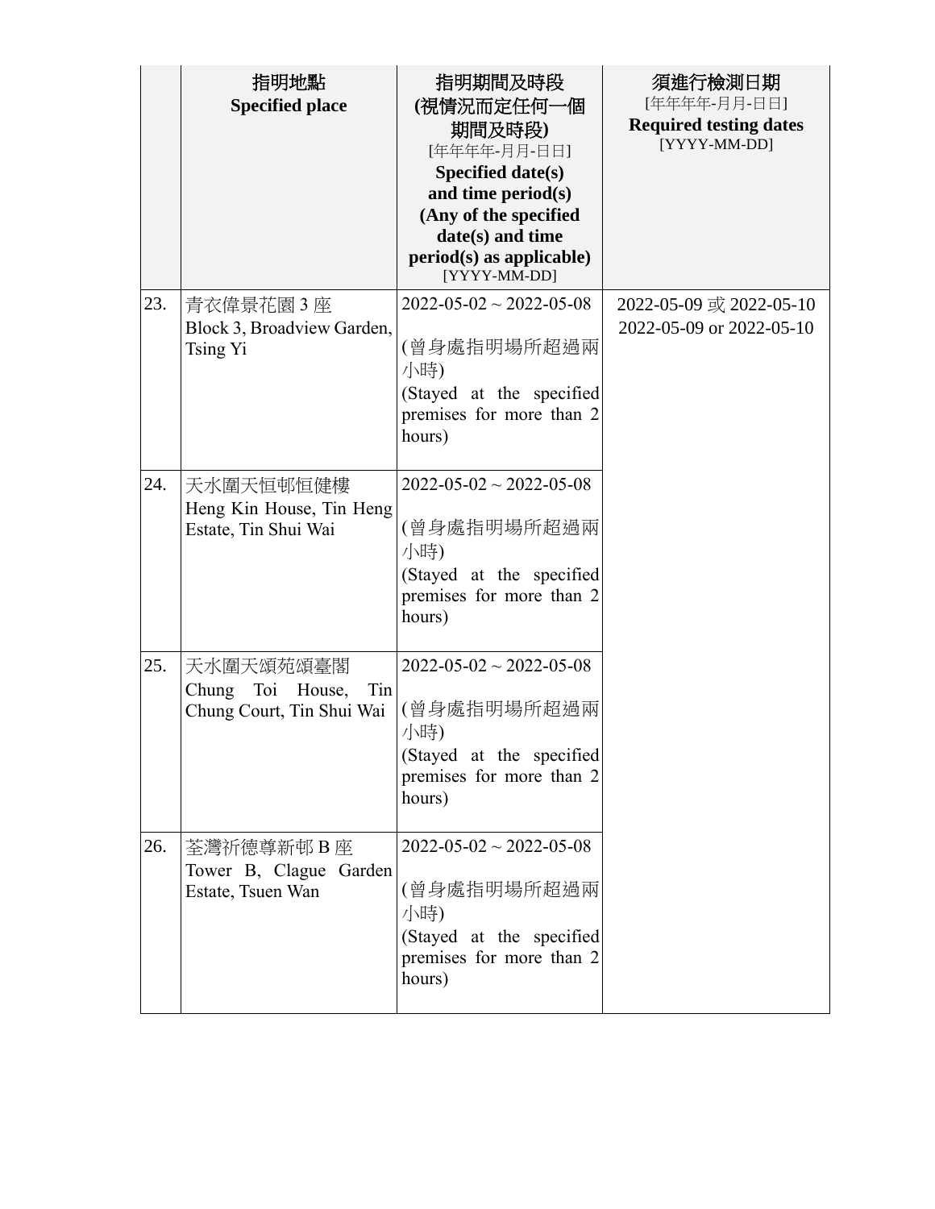| | 指明地點<br>**Specified place** | 指明期間及時段<br>**(視情況而定任何一個期間及時段)**<br>[年年年年-月月-日日]<br>**Specified date(s) and time period(s) (Any of the specified date(s) and time period(s) as applicable)**<br>[YYYY-MM-DD] | 須進行檢測日期<br>[年年年年-月月-日日]<br>**Required testing dates**<br>[YYYY-MM-DD] |
|---|---|---|---|
| 23. | 青衣偉景花園 3 座<br>Block 3, Broadview Garden, Tsing Yi | 2022-05-02 ~ 2022-05-08<br><br>(曾身處指明場所超過兩小時)<br>(Stayed at the specified premises for more than 2 hours) | 2022-05-09 或 2022-05-10<br>2022-05-09 or 2022-05-10 |
| 24. | 天水圍天恒邨恒健樓<br>Heng Kin House, Tin Heng Estate, Tin Shui Wai | 2022-05-02 ~ 2022-05-08<br><br>(曾身處指明場所超過兩小時)<br>(Stayed at the specified premises for more than 2 hours) | |
| 25. | 天水圍天頌苑頌臺閣<br>Chung Toi House, Tin Chung Court, Tin Shui Wai | 2022-05-02 ~ 2022-05-08<br><br>(曾身處指明場所超過兩小時)<br>(Stayed at the specified premises for more than 2 hours) | |
| 26. | 荃灣祈德尊新邨 B 座<br>Tower B, Clague Garden Estate, Tsuen Wan | 2022-05-02 ~ 2022-05-08<br><br>(曾身處指明場所超過兩小時)<br>(Stayed at the specified premises for more than 2 hours) | |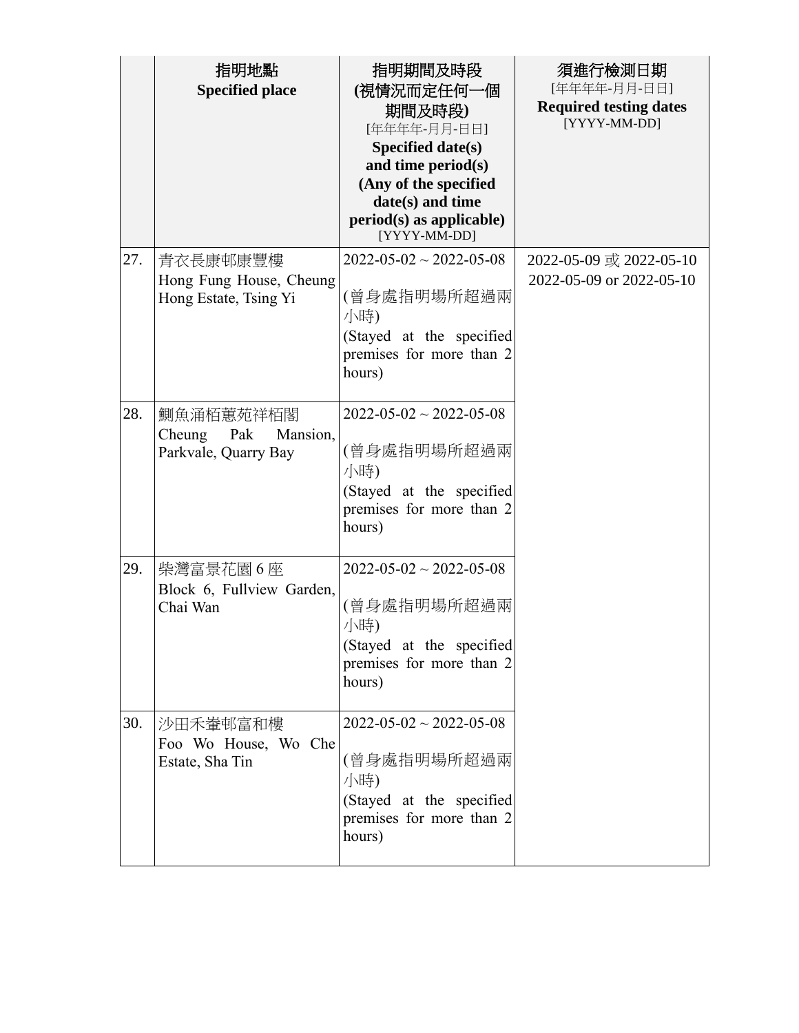| | 指明地點<br>**Specified place** | 指明期間及時段<br>**(視情況而定任何一個期間及時段)**<br>[年年年年-月月-日日]<br>**Specified date(s) and time period(s) (Any of the specified date(s) and time period(s) as applicable)**<br>[YYYY-MM-DD] | 須進行檢測日期<br>[年年年年-月月-日日]<br>**Required testing dates**<br>[YYYY-MM-DD] |
|---|---|---|---|
| 27. | 青衣長康邨康豐樓<br>Hong Fung House, Cheung Hong Estate, Tsing Yi | 2022-05-02 ~ 2022-05-08<br>(曾身處指明場所超過兩小時)<br>(Stayed at the specified premises for more than 2 hours) | 2022-05-09 或 2022-05-10<br>2022-05-09 or 2022-05-10 |
| 28. | 鰂魚涌栢蕙苑祥栢閣<br>Cheung Pak Mansion, Parkvale, Quarry Bay | 2022-05-02 ~ 2022-05-08<br>(曾身處指明場所超過兩小時)<br>(Stayed at the specified premises for more than 2 hours) | |
| 29. | 柴灣富景花園 6 座<br>Block 6, Fullview Garden, Chai Wan | 2022-05-02 ~ 2022-05-08<br>(曾身處指明場所超過兩小時)<br>(Stayed at the specified premises for more than 2 hours) | |
| 30. | 沙田禾輋邨富和樓<br>Foo Wo House, Wo Che Estate, Sha Tin | 2022-05-02 ~ 2022-05-08<br>(曾身處指明場所超過兩小時)<br>(Stayed at the specified premises for more than 2 hours) | |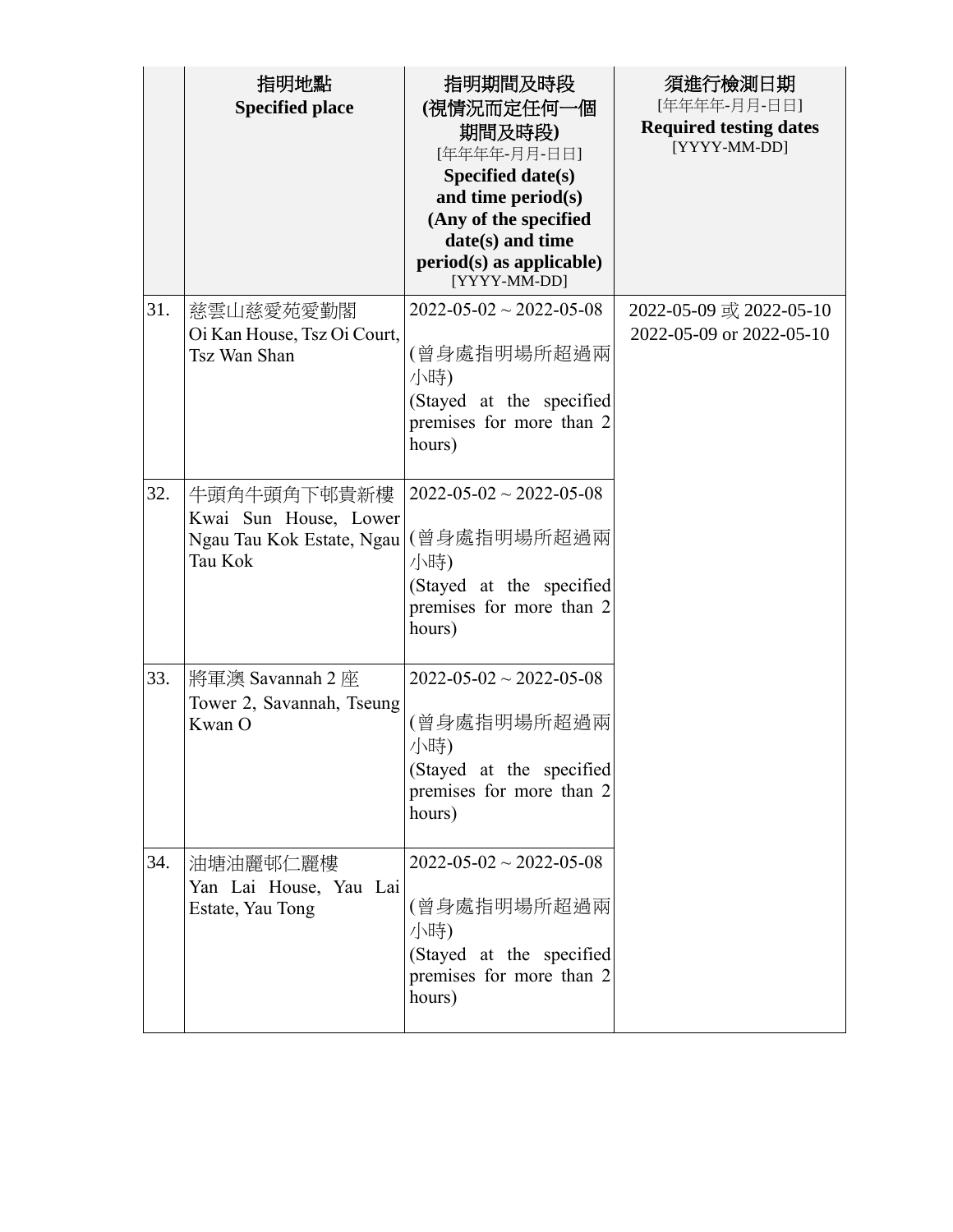| | 指明地點<br>**Specified place** | **指明期間及時段**<br>**(視情況而定任何一個期間及時段)**<br>[年年年年-月月-日日]<br>**Specified date(s) and time period(s) (Any of the specified date(s) and time period(s) as applicable)**<br>[YYYY-MM-DD] | **須進行檢測日期**<br>[年年年年-月月-日日]<br>**Required testing dates**<br>[YYYY-MM-DD] |
|---|---|---|---|
| 31. | 慈雲山慈愛苑愛勤閣<br>Oi Kan House, Tsz Oi Court, Tsz Wan Shan | 2022-05-02 ~ 2022-05-08<br><br>(曾身處指明場所超過兩小時)<br>(Stayed at the specified premises for more than 2 hours) | 2022-05-09 或 2022-05-10<br>2022-05-09 or 2022-05-10 |
| 32. | 牛頭角牛頭角下邨貴新樓<br>Kwai Sun House, Lower Ngau Tau Kok Estate, Ngau Tau Kok | 2022-05-02 ~ 2022-05-08<br><br>(曾身處指明場所超過兩小時)<br>(Stayed at the specified premises for more than 2 hours) | |
| 33. | 將軍澳 Savannah 2 座<br>Tower 2, Savannah, Tseung Kwan O | 2022-05-02 ~ 2022-05-08<br><br>(曾身處指明場所超過兩小時)<br>(Stayed at the specified premises for more than 2 hours) | |
| 34. | 油塘油麗邨仁麗樓<br>Yan Lai House, Yau Lai Estate, Yau Tong | 2022-05-02 ~ 2022-05-08<br><br>(曾身處指明場所超過兩小時)<br>(Stayed at the specified premises for more than 2 hours) | |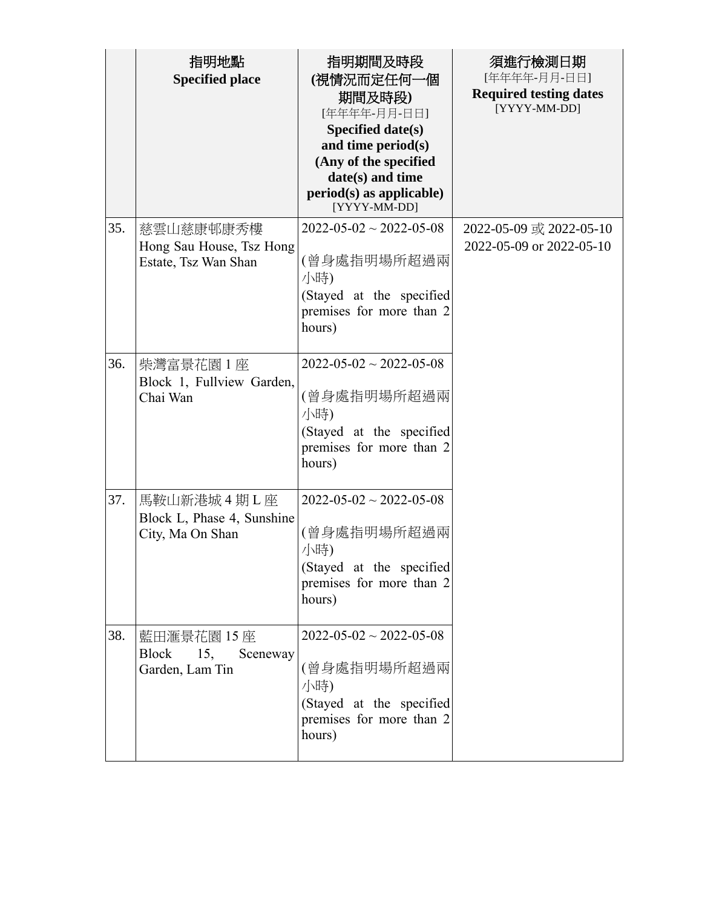| | 指明地點<br>**Specified place** | 指明期間及時段<br>**(視情況而定任何一個期間及時段)**<br>[年年年年-月月-日日]<br>**Specified date(s) and time period(s) (Any of the specified date(s) and time period(s) as applicable)**<br>[YYYY-MM-DD] | 須進行檢測日期<br>[年年年年-月月-日日]<br>**Required testing dates**<br>[YYYY-MM-DD] |
|---|---|---|---|
| 35. | 慈雲山慈康邨康秀樓<br>Hong Sau House, Tsz Hong Estate, Tsz Wan Shan | 2022-05-02 ~ 2022-05-08<br><br>(曾身處指明場所超過兩小時)<br>(Stayed at the specified premises for more than 2 hours) | 2022-05-09 或 2022-05-10<br>2022-05-09 or 2022-05-10 |
| 36. | 柴灣富景花園 1 座<br>Block 1, Fullview Garden, Chai Wan | 2022-05-02 ~ 2022-05-08<br><br>(曾身處指明場所超過兩小時)<br>(Stayed at the specified premises for more than 2 hours) | |
| 37. | 馬鞍山新港城 4 期 L 座<br>Block L, Phase 4, Sunshine City, Ma On Shan | 2022-05-02 ~ 2022-05-08<br><br>(曾身處指明場所超過兩小時)<br>(Stayed at the specified premises for more than 2 hours) | |
| 38. | 藍田滙景花園 15 座<br>Block 15, Sceneway Garden, Lam Tin | 2022-05-02 ~ 2022-05-08<br><br>(曾身處指明場所超過兩小時)<br>(Stayed at the specified premises for more than 2 hours) | |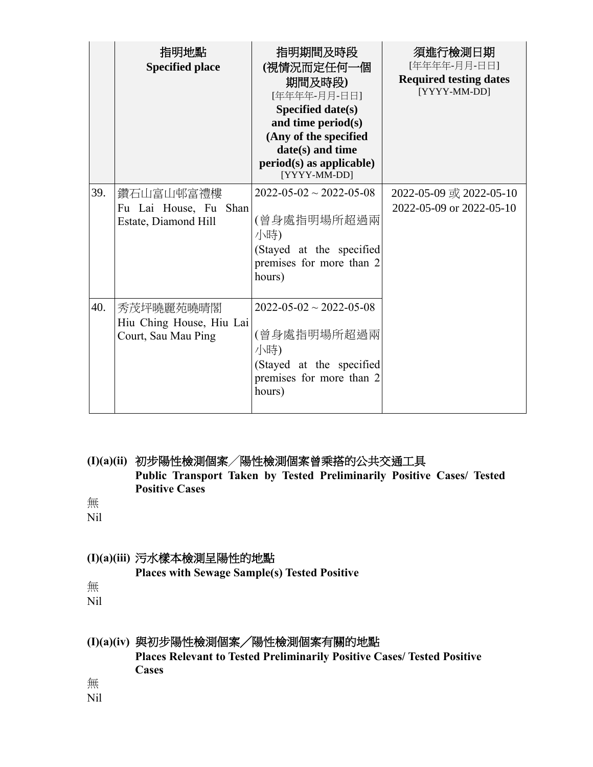| | 指明地點 **Specified place** | 指明期間及時段 **(視情況而定任何一個期間及時段)** [年年年年-月月-日日] **Specified date(s) and time period(s) (Any of the specified date(s) and time period(s) as applicable)** [YYYY-MM-DD] | 須進行檢測日期 [年年年年-月月-日日] **Required testing dates** [YYYY-MM-DD] |
|---|---|---|---|
| 39. | 鑽石山富山邨富禮樓 Fu Lai House, Fu Shan Estate, Diamond Hill | 2022-05-02 ~ 2022-05-08 (曾身處指明場所超過兩小時) (Stayed at the specified premises for more than 2 hours) | 2022-05-09 或 2022-05-10 2022-05-09 or 2022-05-10 |
| 40. | 秀茂坪曉麗苑曉晴閣 Hiu Ching House, Hiu Lai Court, Sau Mau Ping | 2022-05-02 ~ 2022-05-08 (曾身處指明場所超過兩小時) (Stayed at the specified premises for more than 2 hours) | |

**(I)(a)(ii) 初步陽性檢測個案／陽性檢測個案曾乘搭的公共交通工具**
**Public Transport Taken by Tested Preliminarily Positive Cases/ Tested Positive Cases**

無
Nil

**(I)(a)(iii) 污水樣本檢測呈陽性的地點**
**Places with Sewage Sample(s) Tested Positive**

無
Nil

**(I)(a)(iv) 與初步陽性檢測個案／陽性檢測個案有關的地點**
**Places Relevant to Tested Preliminarily Positive Cases/ Tested Positive Cases**

無
Nil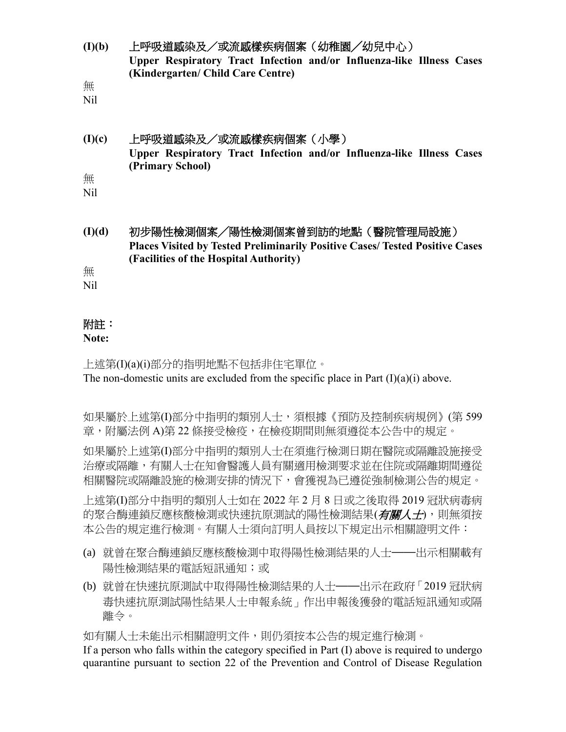**(I)(b)　上呼吸道感染及／或流感樣疾病個案（幼稚園／幼兒中心）**
**Upper Respiratory Tract Infection and/or Influenza-like Illness Cases (Kindergarten/ Child Care Centre)**

無
Nil

**(I)(c)　上呼吸道感染及／或流感樣疾病個案（小學）**
**Upper Respiratory Tract Infection and/or Influenza-like Illness Cases (Primary School)**

無
Nil

**(I)(d)　初步陽性檢測個案／陽性檢測個案曾到訪的地點（醫院管理局設施）**
**Places Visited by Tested Preliminarily Positive Cases/ Tested Positive Cases (Facilities of the Hospital Authority)**

無
Nil

**附註：**
**Note:**

上述第(I)(a)(i)部分的指明地點不包括非住宅單位。
The non-domestic units are excluded from the specific place in Part (I)(a)(i) above.

如果屬於上述第(I)部分中指明的類別人士，須根據《預防及控制疾病規例》(第 599 章，附屬法例 A)第 22 條接受檢疫，在檢疫期間則無須遵從本公告中的規定。

如果屬於上述第(I)部分中指明的類別人士在須進行檢測日期在醫院或隔離設施接受治療或隔離，有關人士在知會醫護人員有關適用檢測要求並在住院或隔離期間遵從相關醫院或隔離設施的檢測安排的情況下，會獲視為已遵從強制檢測公告的規定。

上述第(I)部分中指明的類別人士如在 2022 年 2 月 8 日或之後取得 2019 冠狀病毒病的聚合酶連鎖反應核酸檢測或快速抗原測試的陽性檢測結果(***有關人士***)，則無須按本公告的規定進行檢測。有關人士須向訂明人員按以下規定出示相關證明文件：

(a) 就曾在聚合酶連鎖反應核酸檢測中取得陽性檢測結果的人士——出示相關載有陽性檢測結果的電話短訊通知；或
(b) 就曾在快速抗原測試中取得陽性檢測結果的人士——出示在政府「2019 冠狀病毒快速抗原測試陽性結果人士申報系統」作出申報後獲發的電話短訊通知或隔離令。

如有關人士未能出示相關證明文件，則仍須按本公告的規定進行檢測。
If a person who falls within the category specified in Part (I) above is required to undergo quarantine pursuant to section 22 of the Prevention and Control of Disease Regulation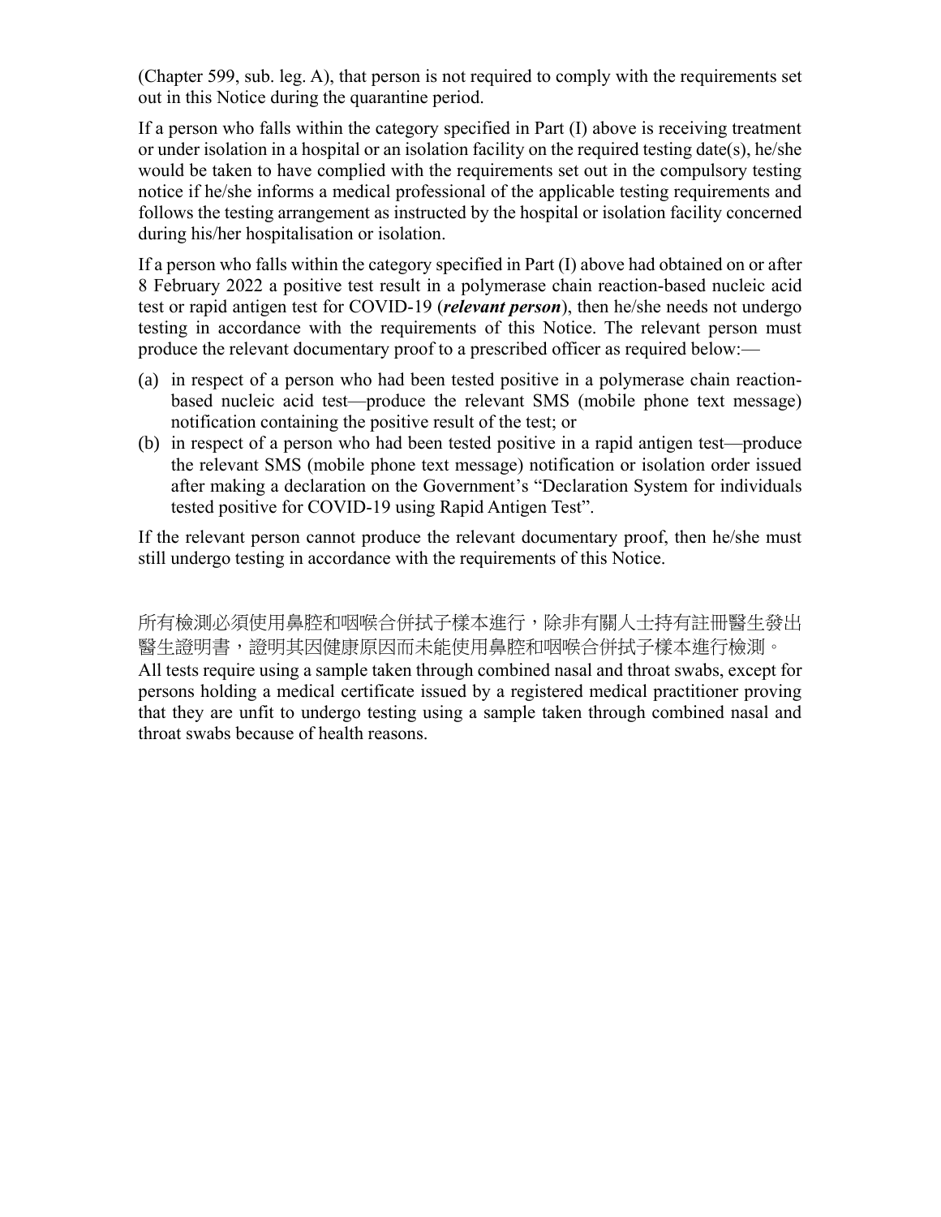(Chapter 599, sub. leg. A), that person is not required to comply with the requirements set out in this Notice during the quarantine period.

If a person who falls within the category specified in Part (I) above is receiving treatment or under isolation in a hospital or an isolation facility on the required testing date(s), he/she would be taken to have complied with the requirements set out in the compulsory testing notice if he/she informs a medical professional of the applicable testing requirements and follows the testing arrangement as instructed by the hospital or isolation facility concerned during his/her hospitalisation or isolation.

If a person who falls within the category specified in Part (I) above had obtained on or after 8 February 2022 a positive test result in a polymerase chain reaction-based nucleic acid test or rapid antigen test for COVID-19 (***relevant person***), then he/she needs not undergo testing in accordance with the requirements of this Notice. The relevant person must produce the relevant documentary proof to a prescribed officer as required below:—

(a) in respect of a person who had been tested positive in a polymerase chain reaction-based nucleic acid test—produce the relevant SMS (mobile phone text message) notification containing the positive result of the test; or

(b) in respect of a person who had been tested positive in a rapid antigen test—produce the relevant SMS (mobile phone text message) notification or isolation order issued after making a declaration on the Government's "Declaration System for individuals tested positive for COVID-19 using Rapid Antigen Test".

If the relevant person cannot produce the relevant documentary proof, then he/she must still undergo testing in accordance with the requirements of this Notice.

所有檢測必須使用鼻腔和咽喉合併拭子樣本進行，除非有關人士持有註冊醫生發出醫生證明書，證明其因健康原因而未能使用鼻腔和咽喉合併拭子樣本進行檢測。

All tests require using a sample taken through combined nasal and throat swabs, except for persons holding a medical certificate issued by a registered medical practitioner proving that they are unfit to undergo testing using a sample taken through combined nasal and throat swabs because of health reasons.